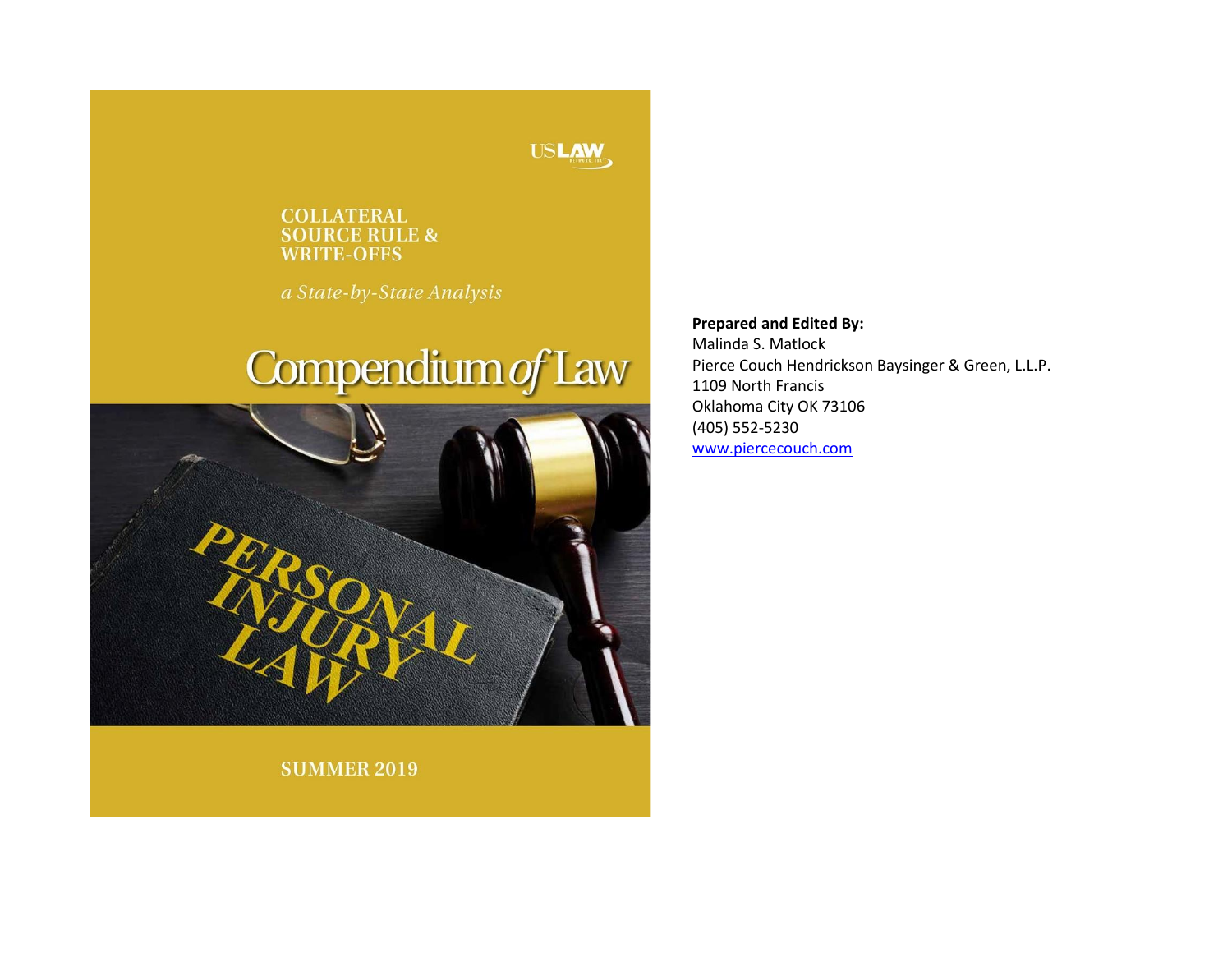USLAW

# COLLATERAL SOURCE RULE & WRITE-OFFS

*a State-by-State Analysis*

# Compendium *of* Law

PERSONAL INJURY LAW

SUMMER 2019

**Prepared and Edited By:**
Malinda S. Matlock
Pierce Couch Hendrickson Baysinger & Green, L.L.P.
1109 North Francis
Oklahoma City OK 73106
(405) 552-5230
www.piercecouch.com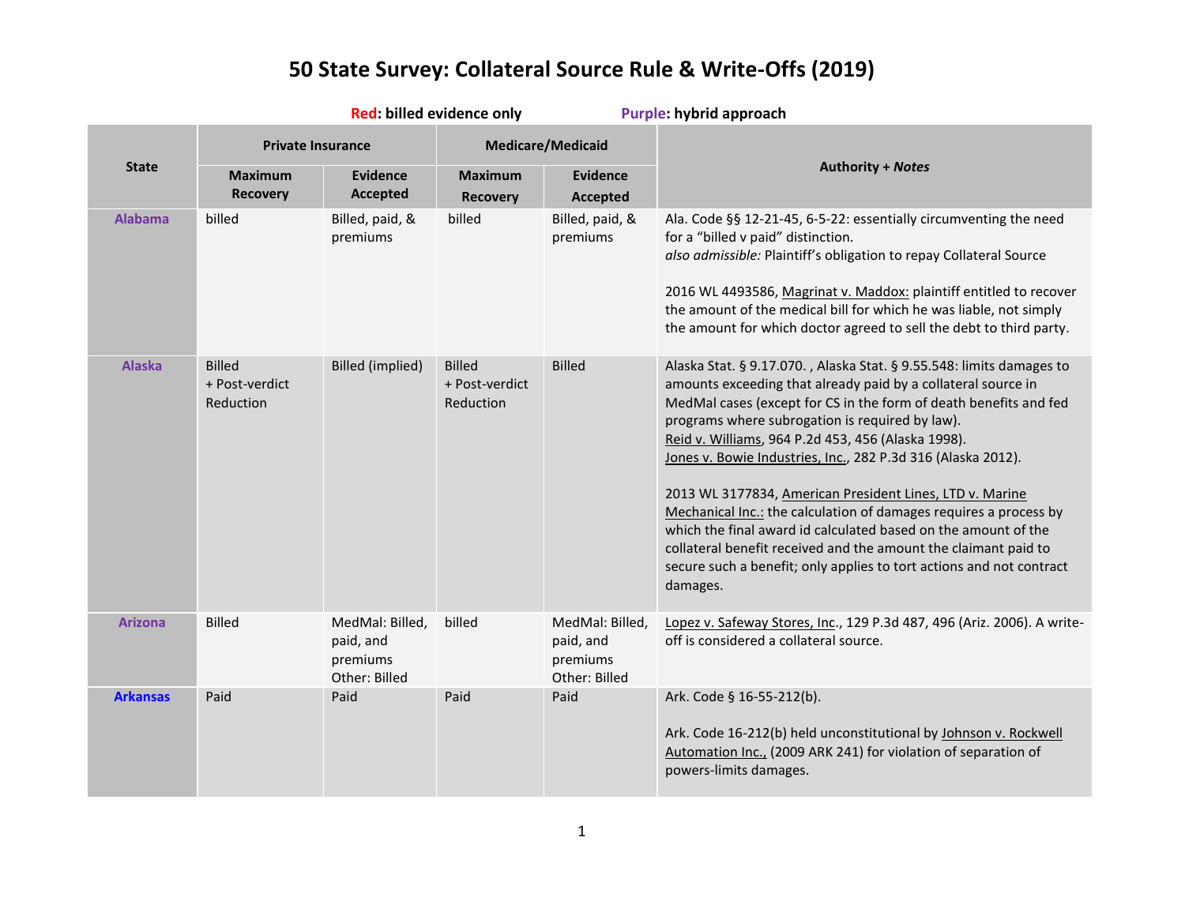# 50 State Survey: Collateral Source Rule & Write-Offs (2019)

**Red: billed evidence only** **Purple: hybrid approach**

| State | Private Insurance | | Medicare/Medicaid | | Authority + *Notes* |
|---|---|---|---|---|---|
| | Maximum Recovery | Evidence Accepted | Maximum Recovery | Evidence Accepted | |
| Alabama | billed | Billed, paid, & premiums | billed | Billed, paid, & premiums | Ala. Code §§ 12-21-45, 6-5-22: essentially circumventing the need for a "billed v paid" distinction.<br>*also admissible:* Plaintiff's obligation to repay Collateral Source<br><br>2016 WL 4493586, Magrinat v. Maddox: plaintiff entitled to recover the amount of the medical bill for which he was liable, not simply the amount for which doctor agreed to sell the debt to third party. |
| Alaska | Billed + Post-verdict Reduction | Billed (implied) | Billed + Post-verdict Reduction | Billed | Alaska Stat. § 9.17.070. , Alaska Stat. § 9.55.548: limits damages to amounts exceeding that already paid by a collateral source in MedMal cases (except for CS in the form of death benefits and fed programs where subrogation is required by law).<br>Reid v. Williams, 964 P.2d 453, 456 (Alaska 1998).<br>Jones v. Bowie Industries, Inc., 282 P.3d 316 (Alaska 2012).<br><br>2013 WL 3177834, American President Lines, LTD v. Marine Mechanical Inc.: the calculation of damages requires a process by which the final award id calculated based on the amount of the collateral benefit received and the amount the claimant paid to secure such a benefit; only applies to tort actions and not contract damages. |
| Arizona | Billed | MedMal: Billed, paid, and premiums<br>Other: Billed | billed | MedMal: Billed, paid, and premiums<br>Other: Billed | Lopez v. Safeway Stores, Inc., 129 P.3d 487, 496 (Ariz. 2006). A write-off is considered a collateral source. |
| Arkansas | Paid | Paid | Paid | Paid | Ark. Code § 16-55-212(b).<br><br>Ark. Code 16-212(b) held unconstitutional by Johnson v. Rockwell Automation Inc., (2009 ARK 241) for violation of separation of powers-limits damages. |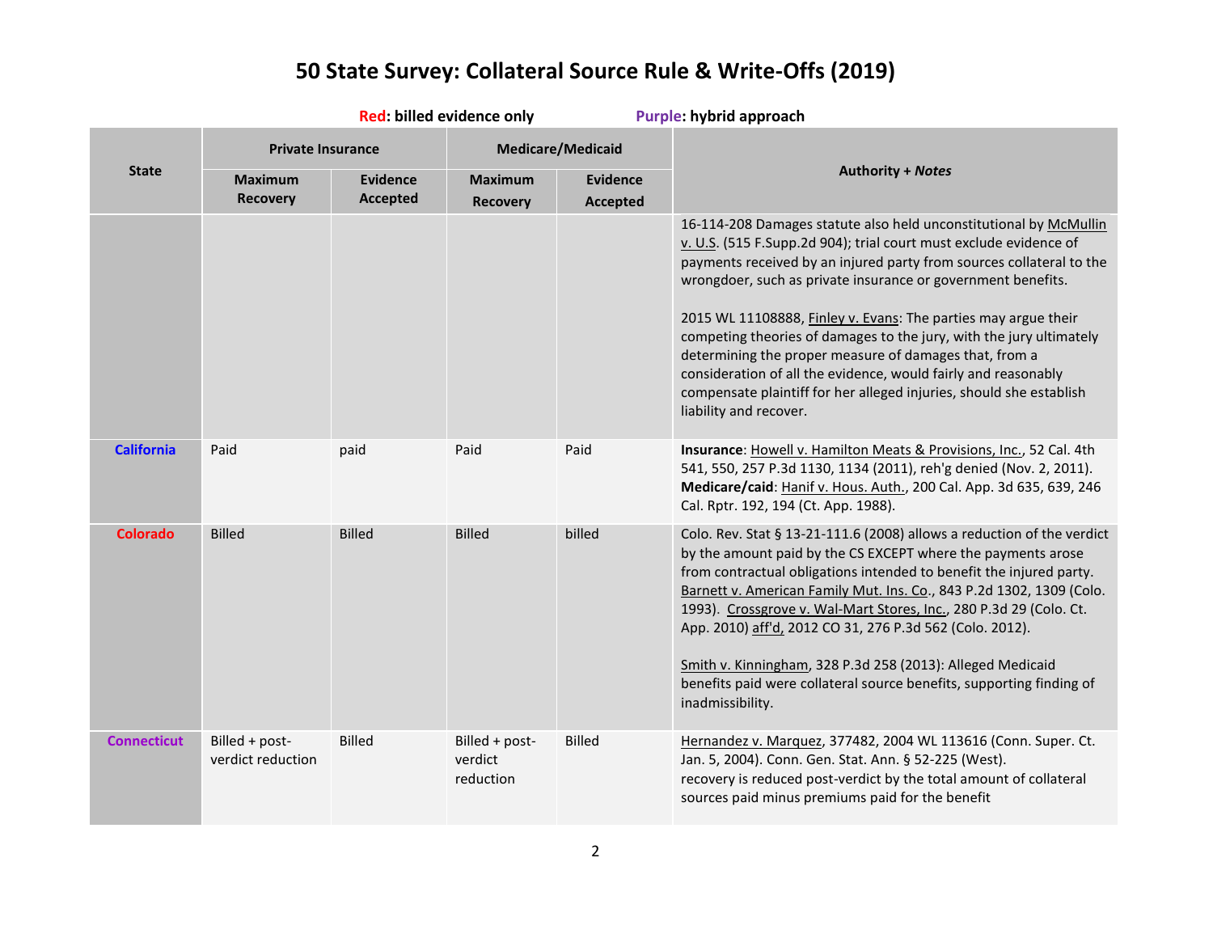# 50 State Survey: Collateral Source Rule & Write-Offs (2019)

**Red: billed evidence only** **Purple: hybrid approach**

| State | Private Insurance | | Medicare/Medicaid | | Authority + *Notes* |
|---|---|---|---|---|---|
| | Maximum Recovery | Evidence Accepted | Maximum Recovery | Evidence Accepted | |
| | | | | | 16-114-208 Damages statute also held unconstitutional by McMullin v. U.S. (515 F.Supp.2d 904); trial court must exclude evidence of payments received by an injured party from sources collateral to the wrongdoer, such as private insurance or government benefits.<br><br>2015 WL 11108888, Finley v. Evans: The parties may argue their competing theories of damages to the jury, with the jury ultimately determining the proper measure of damages that, from a consideration of all the evidence, would fairly and reasonably compensate plaintiff for her alleged injuries, should she establish liability and recover. |
| **California** | Paid | paid | Paid | Paid | **Insurance**: Howell v. Hamilton Meats & Provisions, Inc., 52 Cal. 4th 541, 550, 257 P.3d 1130, 1134 (2011), reh'g denied (Nov. 2, 2011). **Medicare/caid**: Hanif v. Hous. Auth., 200 Cal. App. 3d 635, 639, 246 Cal. Rptr. 192, 194 (Ct. App. 1988). |
| **Colorado** | Billed | Billed | Billed | billed | Colo. Rev. Stat § 13-21-111.6 (2008) allows a reduction of the verdict by the amount paid by the CS EXCEPT where the payments arose from contractual obligations intended to benefit the injured party. Barnett v. American Family Mut. Ins. Co., 843 P.2d 1302, 1309 (Colo. 1993). Crossgrove v. Wal-Mart Stores, Inc., 280 P.3d 29 (Colo. Ct. App. 2010) aff'd, 2012 CO 31, 276 P.3d 562 (Colo. 2012).<br><br>Smith v. Kinningham, 328 P.3d 258 (2013): Alleged Medicaid benefits paid were collateral source benefits, supporting finding of inadmissibility. |
| **Connecticut** | Billed + post-verdict reduction | Billed | Billed + post-verdict reduction | Billed | Hernandez v. Marquez, 377482, 2004 WL 113616 (Conn. Super. Ct. Jan. 5, 2004). Conn. Gen. Stat. Ann. § 52-225 (West).<br>recovery is reduced post-verdict by the total amount of collateral sources paid minus premiums paid for the benefit |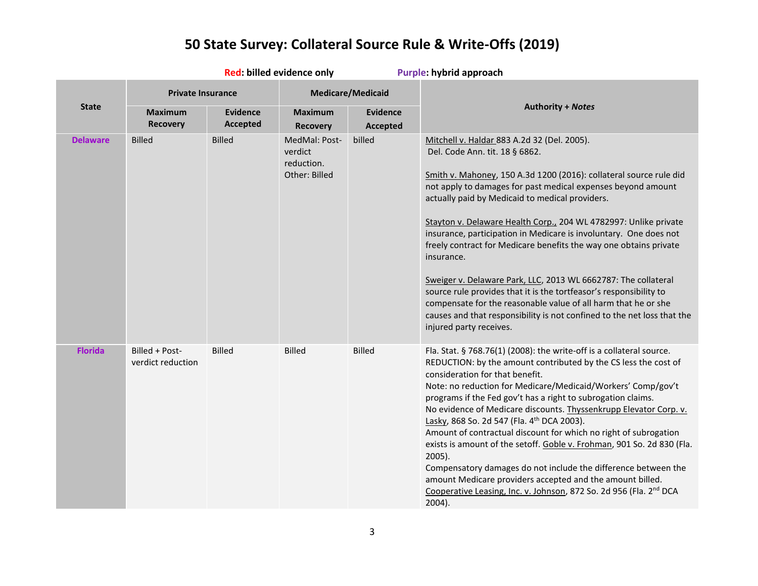# 50 State Survey: Collateral Source Rule & Write-Offs (2019)

**Red: billed evidence only** **Purple: hybrid approach**

| State | Private Insurance | | Medicare/Medicaid | | Authority + *Notes* |
|---|---|---|---|---|---|
| | Maximum Recovery | Evidence Accepted | Maximum Recovery | Evidence Accepted | |
| **Delaware** | Billed | Billed | MedMal: Post-verdict reduction. Other: Billed | billed | Mitchell v. Haldar 883 A.2d 32 (Del. 2005). Del. Code Ann. tit. 18 § 6862.<br><br>Smith v. Mahoney, 150 A.3d 1200 (2016): collateral source rule did not apply to damages for past medical expenses beyond amount actually paid by Medicaid to medical providers.<br><br>Stayton v. Delaware Health Corp., 204 WL 4782997: Unlike private insurance, participation in Medicare is involuntary. One does not freely contract for Medicare benefits the way one obtains private insurance.<br><br>Sweiger v. Delaware Park, LLC, 2013 WL 6662787: The collateral source rule provides that it is the tortfeasor's responsibility to compensate for the reasonable value of all harm that he or she causes and that responsibility is not confined to the net loss that the injured party receives. |
| **Florida** | Billed + Post-verdict reduction | Billed | Billed | Billed | Fla. Stat. § 768.76(1) (2008): the write-off is a collateral source.<br>REDUCTION: by the amount contributed by the CS less the cost of consideration for that benefit.<br>Note: no reduction for Medicare/Medicaid/Workers' Comp/gov't programs if the Fed gov't has a right to subrogation claims.<br>No evidence of Medicare discounts. Thyssenkrupp Elevator Corp. v. Lasky, 868 So. 2d 547 (Fla. 4th DCA 2003).<br>Amount of contractual discount for which no right of subrogation exists is amount of the setoff. Goble v. Frohman, 901 So. 2d 830 (Fla. 2005).<br>Compensatory damages do not include the difference between the amount Medicare providers accepted and the amount billed. Cooperative Leasing, Inc. v. Johnson, 872 So. 2d 956 (Fla. 2nd DCA 2004). |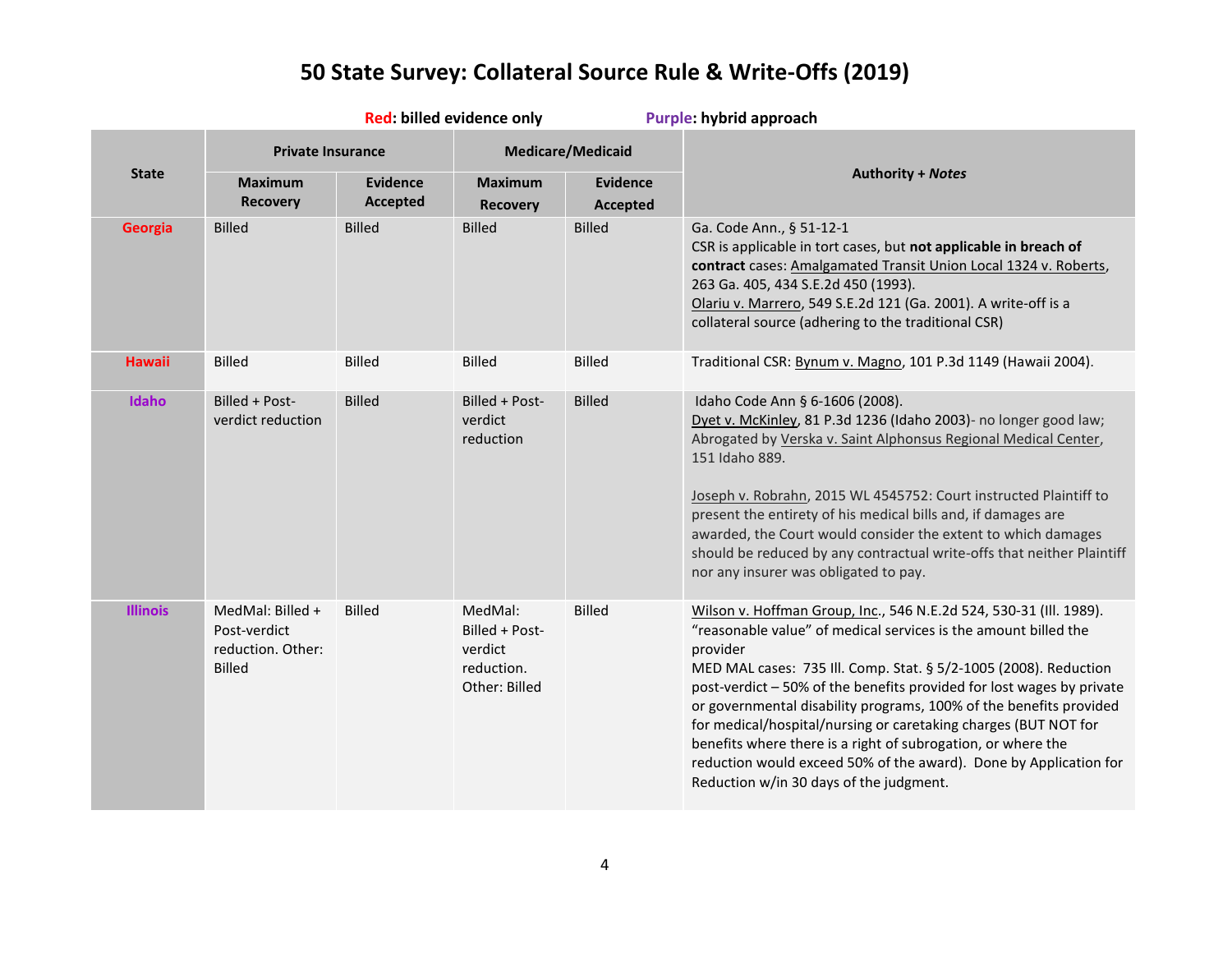# 50 State Survey: Collateral Source Rule & Write-Offs (2019)

**Red: billed evidence only** **Purple: hybrid approach**

| State | Private Insurance | | Medicare/Medicaid | | Authority + *Notes* |
|---|---|---|---|---|---|
| | Maximum Recovery | Evidence Accepted | Maximum Recovery | Evidence Accepted | |
| **Georgia** | Billed | Billed | Billed | Billed | Ga. Code Ann., § 51-12-1<br>CSR is applicable in tort cases, but **not applicable in breach of contract** cases: Amalgamated Transit Union Local 1324 v. Roberts, 263 Ga. 405, 434 S.E.2d 450 (1993).<br>Olariu v. Marrero, 549 S.E.2d 121 (Ga. 2001). A write-off is a collateral source (adhering to the traditional CSR) |
| **Hawaii** | Billed | Billed | Billed | Billed | Traditional CSR: Bynum v. Magno, 101 P.3d 1149 (Hawaii 2004). |
| **Idaho** | Billed + Post-verdict reduction | Billed | Billed + Post-verdict reduction | Billed | Idaho Code Ann § 6-1606 (2008).<br>Dyet v. McKinley, 81 P.3d 1236 (Idaho 2003)- no longer good law; Abrogated by Verska v. Saint Alphonsus Regional Medical Center, 151 Idaho 889.<br><br>Joseph v. Robrahn, 2015 WL 4545752: Court instructed Plaintiff to present the entirety of his medical bills and, if damages are awarded, the Court would consider the extent to which damages should be reduced by any contractual write-offs that neither Plaintiff nor any insurer was obligated to pay. |
| **Illinois** | MedMal: Billed + Post-verdict reduction. Other: Billed | Billed | MedMal: Billed + Post-verdict reduction. Other: Billed | Billed | Wilson v. Hoffman Group, Inc., 546 N.E.2d 524, 530-31 (Ill. 1989). "reasonable value" of medical services is the amount billed the provider<br>MED MAL cases: 735 Ill. Comp. Stat. § 5/2-1005 (2008). Reduction post-verdict – 50% of the benefits provided for lost wages by private or governmental disability programs, 100% of the benefits provided for medical/hospital/nursing or caretaking charges (BUT NOT for benefits where there is a right of subrogation, or where the reduction would exceed 50% of the award). Done by Application for Reduction w/in 30 days of the judgment. |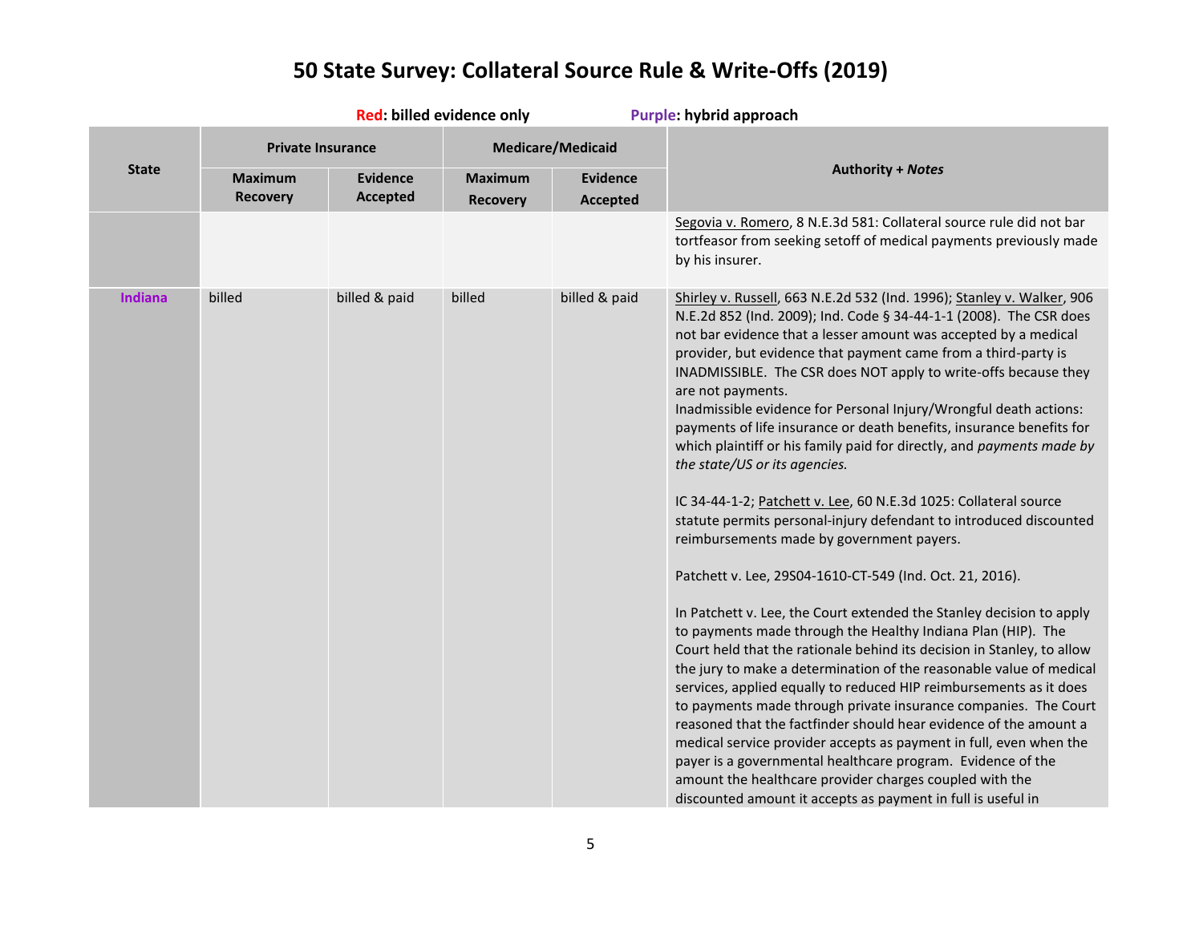# 50 State Survey: Collateral Source Rule & Write-Offs (2019)

**Red: billed evidence only** **Purple: hybrid approach**

| State | Private Insurance | | Medicare/Medicaid | | Authority + *Notes* |
|---|---|---|---|---|---|
| | Maximum Recovery | Evidence Accepted | Maximum Recovery | Evidence Accepted | |
| | | | | | Segovia v. Romero, 8 N.E.3d 581: Collateral source rule did not bar tortfeasor from seeking setoff of medical payments previously made by his insurer. |
| **Indiana** | billed | billed & paid | billed | billed & paid | Shirley v. Russell, 663 N.E.2d 532 (Ind. 1996); Stanley v. Walker, 906 N.E.2d 852 (Ind. 2009); Ind. Code § 34-44-1-1 (2008). The CSR does not bar evidence that a lesser amount was accepted by a medical provider, but evidence that payment came from a third-party is INADMISSIBLE. The CSR does NOT apply to write-offs because they are not payments.<br>Inadmissible evidence for Personal Injury/Wrongful death actions: payments of life insurance or death benefits, insurance benefits for which plaintiff or his family paid for directly, and *payments made by the state/US or its agencies.*<br><br>IC 34-44-1-2; Patchett v. Lee, 60 N.E.3d 1025: Collateral source statute permits personal-injury defendant to introduced discounted reimbursements made by government payers.<br><br>Patchett v. Lee, 29S04-1610-CT-549 (Ind. Oct. 21, 2016).<br><br>In Patchett v. Lee, the Court extended the Stanley decision to apply to payments made through the Healthy Indiana Plan (HIP). The Court held that the rationale behind its decision in Stanley, to allow the jury to make a determination of the reasonable value of medical services, applied equally to reduced HIP reimbursements as it does to payments made through private insurance companies. The Court reasoned that the factfinder should hear evidence of the amount a medical service provider accepts as payment in full, even when the payer is a governmental healthcare program. Evidence of the amount the healthcare provider charges coupled with the discounted amount it accepts as payment in full is useful in |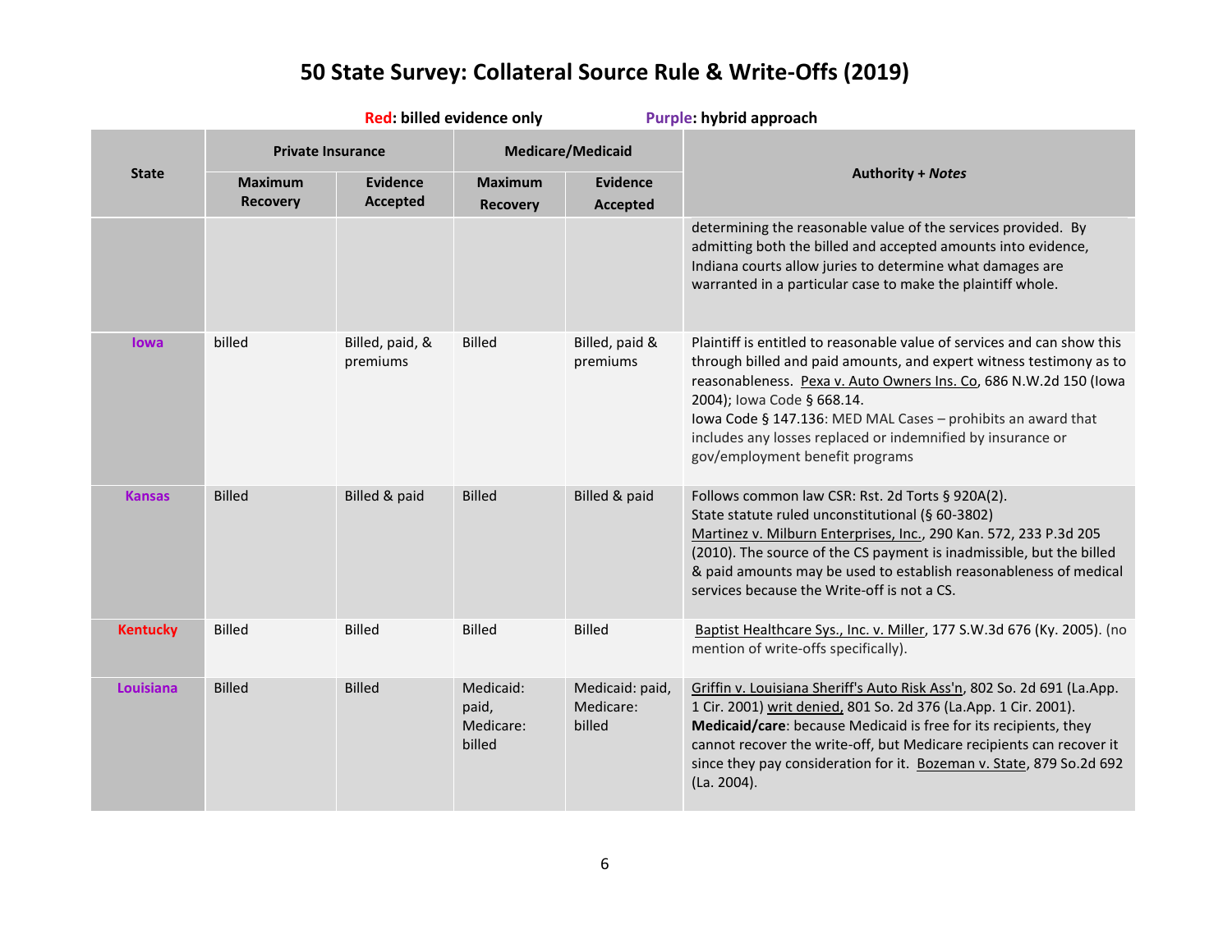# 50 State Survey: Collateral Source Rule & Write-Offs (2019)

**Red: billed evidence only** **Purple: hybrid approach**

| State | Private Insurance | | Medicare/Medicaid | | Authority + *Notes* |
|---|---|---|---|---|---|
| | Maximum Recovery | Evidence Accepted | Maximum Recovery | Evidence Accepted | |
| | | | | | determining the reasonable value of the services provided. By admitting both the billed and accepted amounts into evidence, Indiana courts allow juries to determine what damages are warranted in a particular case to make the plaintiff whole. |
| **Iowa** | billed | Billed, paid, & premiums | Billed | Billed, paid & premiums | Plaintiff is entitled to reasonable value of services and can show this through billed and paid amounts, and expert witness testimony as to reasonableness. Pexa v. Auto Owners Ins. Co, 686 N.W.2d 150 (Iowa 2004); Iowa Code § 668.14. Iowa Code § 147.136: MED MAL Cases – prohibits an award that includes any losses replaced or indemnified by insurance or gov/employment benefit programs |
| **Kansas** | Billed | Billed & paid | Billed | Billed & paid | Follows common law CSR: Rst. 2d Torts § 920A(2). State statute ruled unconstitutional (§ 60-3802) Martinez v. Milburn Enterprises, Inc., 290 Kan. 572, 233 P.3d 205 (2010). The source of the CS payment is inadmissible, but the billed & paid amounts may be used to establish reasonableness of medical services because the Write-off is not a CS. |
| **Kentucky** | Billed | Billed | Billed | Billed | Baptist Healthcare Sys., Inc. v. Miller, 177 S.W.3d 676 (Ky. 2005). (no mention of write-offs specifically). |
| **Louisiana** | Billed | Billed | Medicaid: paid, Medicare: billed | Medicaid: paid, Medicare: billed | Griffin v. Louisiana Sheriff's Auto Risk Ass'n, 802 So. 2d 691 (La.App. 1 Cir. 2001) writ denied, 801 So. 2d 376 (La.App. 1 Cir. 2001). **Medicaid/care**: because Medicaid is free for its recipients, they cannot recover the write-off, but Medicare recipients can recover it since they pay consideration for it. Bozeman v. State, 879 So.2d 692 (La. 2004). |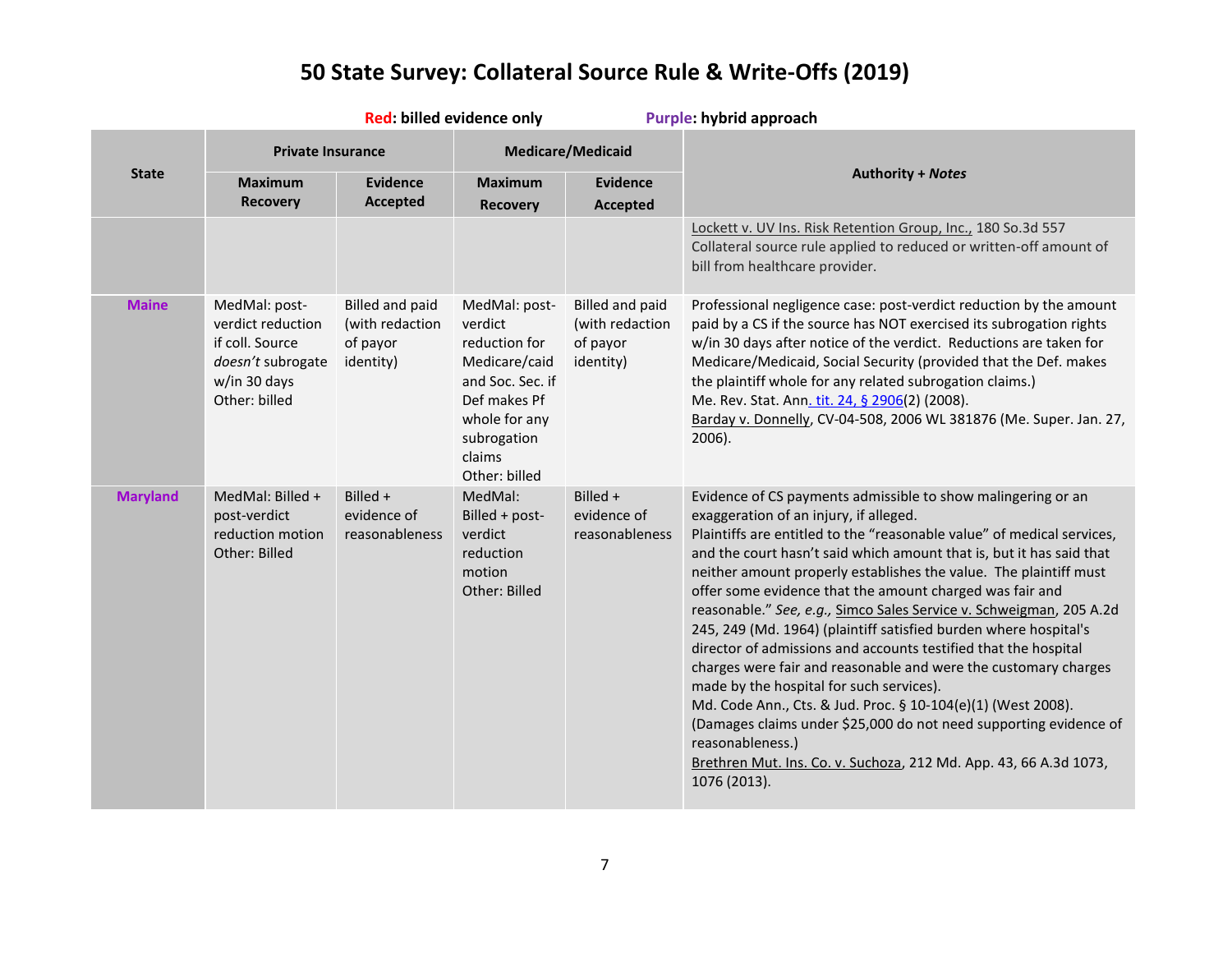# 50 State Survey: Collateral Source Rule & Write-Offs (2019)

**Red: billed evidence only** **Purple: hybrid approach**

| State | Private Insurance | | Medicare/Medicaid | | Authority + *Notes* |
|---|---|---|---|---|---|
| | Maximum Recovery | Evidence Accepted | Maximum Recovery | Evidence Accepted | |
| | | | | | Lockett v. UV Ins. Risk Retention Group, Inc., 180 So.3d 557 Collateral source rule applied to reduced or written-off amount of bill from healthcare provider. |
| **Maine** | MedMal: post-verdict reduction if coll. Source *doesn't* subrogate w/in 30 days Other: billed | Billed and paid (with redaction of payor identity) | MedMal: post-verdict reduction for Medicare/caid and Soc. Sec. if Def makes Pf whole for any subrogation claims Other: billed | Billed and paid (with redaction of payor identity) | Professional negligence case: post-verdict reduction by the amount paid by a CS if the source has NOT exercised its subrogation rights w/in 30 days after notice of the verdict. Reductions are taken for Medicare/Medicaid, Social Security (provided that the Def. makes the plaintiff whole for any related subrogation claims.) Me. Rev. Stat. Ann. tit. 24, § 2906(2) (2008). Barday v. Donnelly, CV-04-508, 2006 WL 381876 (Me. Super. Jan. 27, 2006). |
| **Maryland** | MedMal: Billed + post-verdict reduction motion Other: Billed | Billed + evidence of reasonableness | MedMal: Billed + post-verdict reduction motion Other: Billed | Billed + evidence of reasonableness | Evidence of CS payments admissible to show malingering or an exaggeration of an injury, if alleged. Plaintiffs are entitled to the "reasonable value" of medical services, and the court hasn't said which amount that is, but it has said that neither amount properly establishes the value. The plaintiff must offer some evidence that the amount charged was fair and reasonable." *See, e.g.,* Simco Sales Service v. Schweigman, 205 A.2d 245, 249 (Md. 1964) (plaintiff satisfied burden where hospital's director of admissions and accounts testified that the hospital charges were fair and reasonable and were the customary charges made by the hospital for such services). Md. Code Ann., Cts. & Jud. Proc. § 10-104(e)(1) (West 2008). (Damages claims under $25,000 do not need supporting evidence of reasonableness.) Brethren Mut. Ins. Co. v. Suchoza, 212 Md. App. 43, 66 A.3d 1073, 1076 (2013). |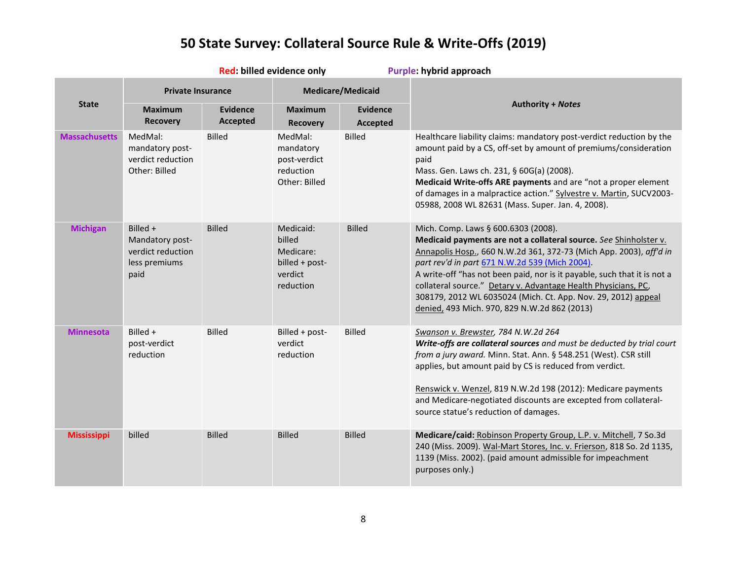# 50 State Survey: Collateral Source Rule & Write-Offs (2019)

**Red: billed evidence only** **Purple: hybrid approach**

| State | Private Insurance | | Medicare/Medicaid | | Authority + *Notes* |
|---|---|---|---|---|---|
| | Maximum Recovery | Evidence Accepted | Maximum Recovery | Evidence Accepted | |
| **Massachusetts** | MedMal: mandatory post-verdict reduction Other: Billed | Billed | MedMal: mandatory post-verdict reduction Other: Billed | Billed | Healthcare liability claims: mandatory post-verdict reduction by the amount paid by a CS, off-set by amount of premiums/consideration paid Mass. Gen. Laws ch. 231, § 60G(a) (2008). **Medicaid Write-offs ARE payments** and are "not a proper element of damages in a malpractice action." Sylvestre v. Martin, SUCV2003-05988, 2008 WL 82631 (Mass. Super. Jan. 4, 2008). |
| **Michigan** | Billed + Mandatory post-verdict reduction less premiums paid | Billed | Medicaid: billed Medicare: billed + post-verdict reduction | Billed | Mich. Comp. Laws § 600.6303 (2008). **Medicaid payments are not a collateral source.** *See* Shinholster v. Annapolis Hosp., 660 N.W.2d 361, 372-73 (Mich App. 2003), *aff'd in part rev'd in part* 671 N.W.2d 539 (Mich 2004). A write-off "has not been paid, nor is it payable, such that it is not a collateral source." Detary v. Advantage Health Physicians, PC, 308179, 2012 WL 6035024 (Mich. Ct. App. Nov. 29, 2012) appeal denied, 493 Mich. 970, 829 N.W.2d 862 (2013) |
| **Minnesota** | Billed + post-verdict reduction | Billed | Billed + post-verdict reduction | Billed | *Swanson v. Brewster, 784 N.W.2d 264* ***Write-offs are collateral sources*** *and must be deducted by trial court from a jury award.* Minn. Stat. Ann. § 548.251 (West). CSR still applies, but amount paid by CS is reduced from verdict. Renswick v. Wenzel, 819 N.W.2d 198 (2012): Medicare payments and Medicare-negotiated discounts are excepted from collateral-source statue's reduction of damages. |
| **Mississippi** | billed | Billed | Billed | Billed | **Medicare/caid:** Robinson Property Group, L.P. v. Mitchell, 7 So.3d 240 (Miss. 2009). Wal-Mart Stores, Inc. v. Frierson, 818 So. 2d 1135, 1139 (Miss. 2002). (paid amount admissible for impeachment purposes only.) |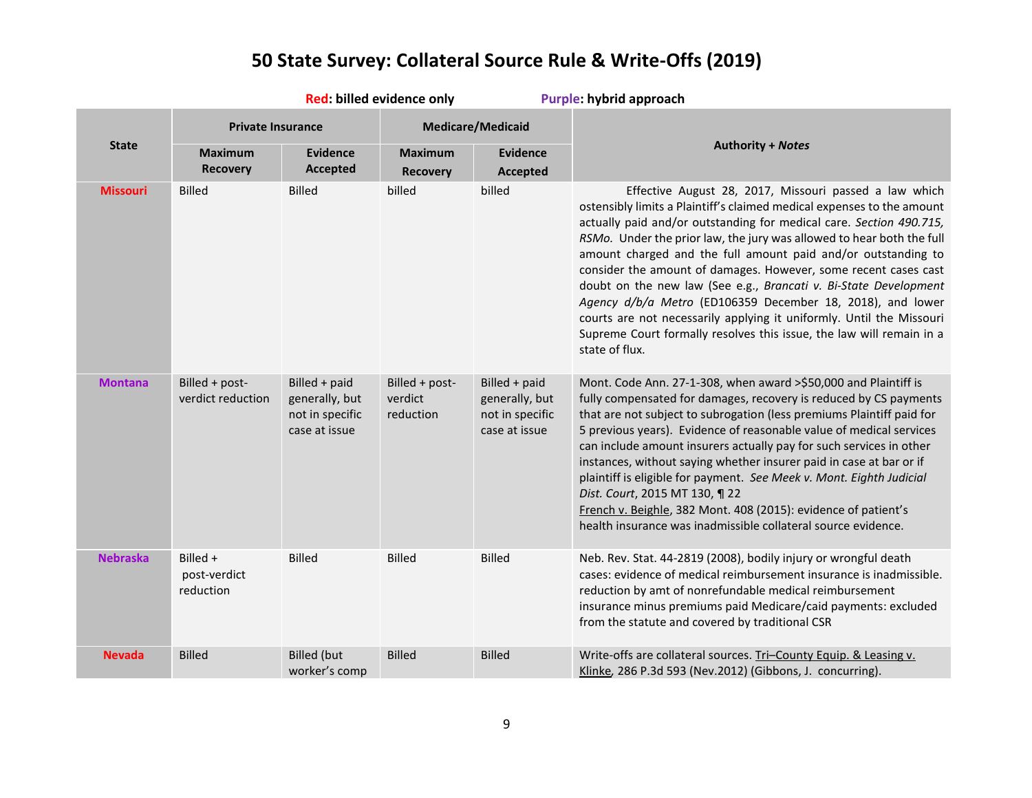# 50 State Survey: Collateral Source Rule & Write-Offs (2019)

**Red: billed evidence only** **Purple: hybrid approach**

| State | Private Insurance | | Medicare/Medicaid | | Authority + *Notes* |
|---|---|---|---|---|---|
| | Maximum Recovery | Evidence Accepted | Maximum Recovery | Evidence Accepted | |
| **Missouri** | Billed | Billed | billed | billed | Effective August 28, 2017, Missouri passed a law which ostensibly limits a Plaintiff's claimed medical expenses to the amount actually paid and/or outstanding for medical care. *Section 490.715, RSMo.* Under the prior law, the jury was allowed to hear both the full amount charged and the full amount paid and/or outstanding to consider the amount of damages. However, some recent cases cast doubt on the new law (See e.g., *Brancati v. Bi-State Development Agency d/b/a Metro* (ED106359 December 18, 2018), and lower courts are not necessarily applying it uniformly. Until the Missouri Supreme Court formally resolves this issue, the law will remain in a state of flux. |
| **Montana** | Billed + post-verdict reduction | Billed + paid generally, but not in specific case at issue | Billed + post-verdict reduction | Billed + paid generally, but not in specific case at issue | Mont. Code Ann. 27-1-308, when award >$50,000 and Plaintiff is fully compensated for damages, recovery is reduced by CS payments that are not subject to subrogation (less premiums Plaintiff paid for 5 previous years). Evidence of reasonable value of medical services can include amount insurers actually pay for such services in other instances, without saying whether insurer paid in case at bar or if plaintiff is eligible for payment. *See Meek v. Mont. Eighth Judicial Dist. Court*, 2015 MT 130, ¶ 22<br>French v. Beighle, 382 Mont. 408 (2015): evidence of patient's health insurance was inadmissible collateral source evidence. |
| **Nebraska** | Billed + post-verdict reduction | Billed | Billed | Billed | Neb. Rev. Stat. 44-2819 (2008), bodily injury or wrongful death cases: evidence of medical reimbursement insurance is inadmissible. reduction by amt of nonrefundable medical reimbursement insurance minus premiums paid Medicare/caid payments: excluded from the statute and covered by traditional CSR |
| **Nevada** | Billed | Billed (but worker's comp | Billed | Billed | Write-offs are collateral sources. Tri–County Equip. & Leasing v. Klinke, 286 P.3d 593 (Nev.2012) (Gibbons, J. concurring). |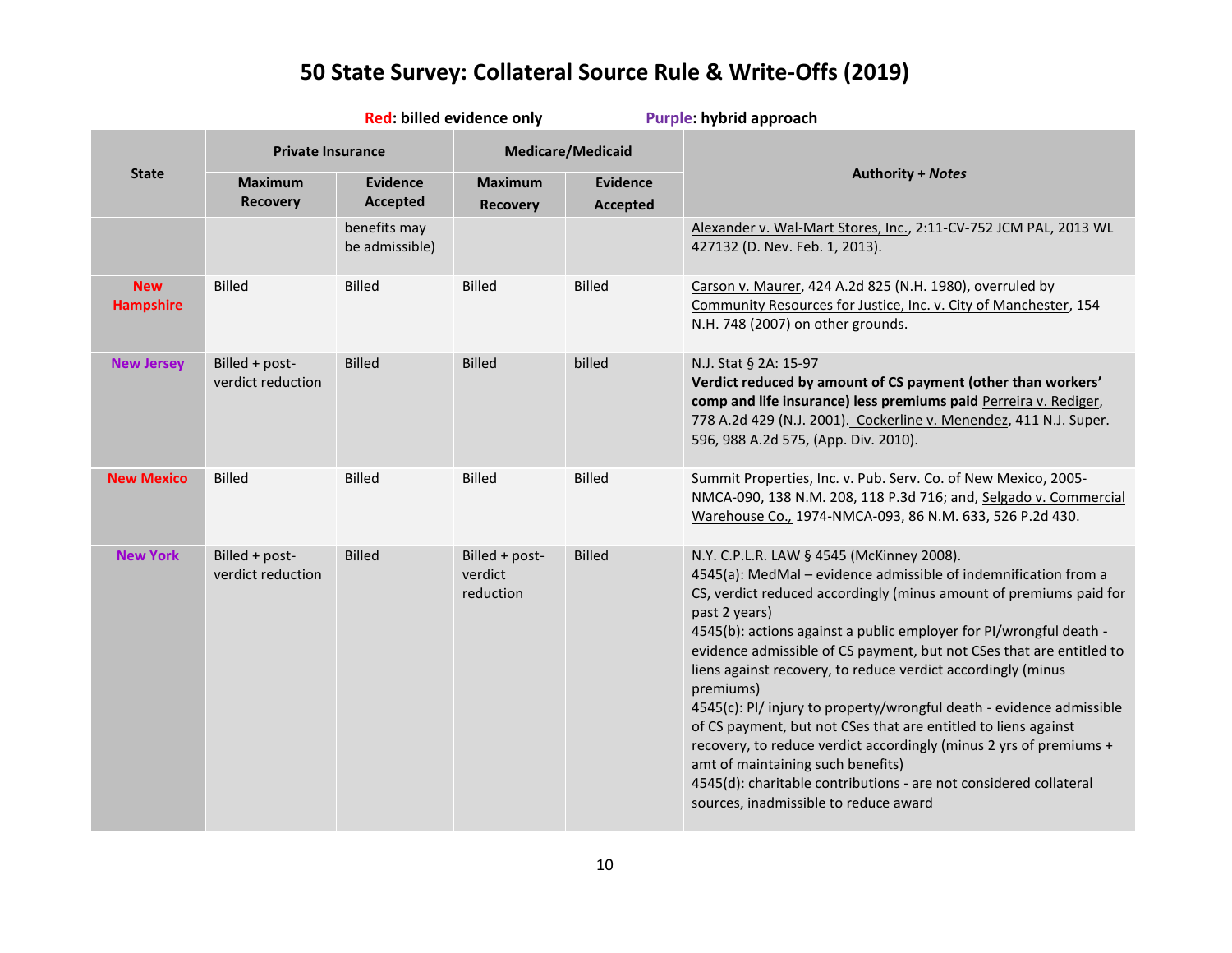# 50 State Survey: Collateral Source Rule & Write-Offs (2019)

**Red: billed evidence only** **Purple: hybrid approach**

| State | Private Insurance | | Medicare/Medicaid | | Authority + *Notes* |
|---|---|---|---|---|---|
| | Maximum Recovery | Evidence Accepted | Maximum Recovery | Evidence Accepted | |
| | | benefits may be admissible) | | | Alexander v. Wal-Mart Stores, Inc., 2:11-CV-752 JCM PAL, 2013 WL 427132 (D. Nev. Feb. 1, 2013). |
| New Hampshire | Billed | Billed | Billed | Billed | Carson v. Maurer, 424 A.2d 825 (N.H. 1980), overruled by Community Resources for Justice, Inc. v. City of Manchester, 154 N.H. 748 (2007) on other grounds. |
| New Jersey | Billed + post-verdict reduction | Billed | Billed | billed | N.J. Stat § 2A: 15-97 **Verdict reduced by amount of CS payment (other than workers' comp and life insurance) less premiums paid** Perreira v. Rediger, 778 A.2d 429 (N.J. 2001). Cockerline v. Menendez, 411 N.J. Super. 596, 988 A.2d 575, (App. Div. 2010). |
| New Mexico | Billed | Billed | Billed | Billed | Summit Properties, Inc. v. Pub. Serv. Co. of New Mexico, 2005-NMCA-090, 138 N.M. 208, 118 P.3d 716; and, Selgado v. Commercial Warehouse Co., 1974-NMCA-093, 86 N.M. 633, 526 P.2d 430. |
| New York | Billed + post-verdict reduction | Billed | Billed + post-verdict reduction | Billed | N.Y. C.P.L.R. LAW § 4545 (McKinney 2008).<br>4545(a): MedMal – evidence admissible of indemnification from a CS, verdict reduced accordingly (minus amount of premiums paid for past 2 years)<br>4545(b): actions against a public employer for PI/wrongful death - evidence admissible of CS payment, but not CSes that are entitled to liens against recovery, to reduce verdict accordingly (minus premiums)<br>4545(c): PI/ injury to property/wrongful death - evidence admissible of CS payment, but not CSes that are entitled to liens against recovery, to reduce verdict accordingly (minus 2 yrs of premiums + amt of maintaining such benefits)<br>4545(d): charitable contributions - are not considered collateral sources, inadmissible to reduce award |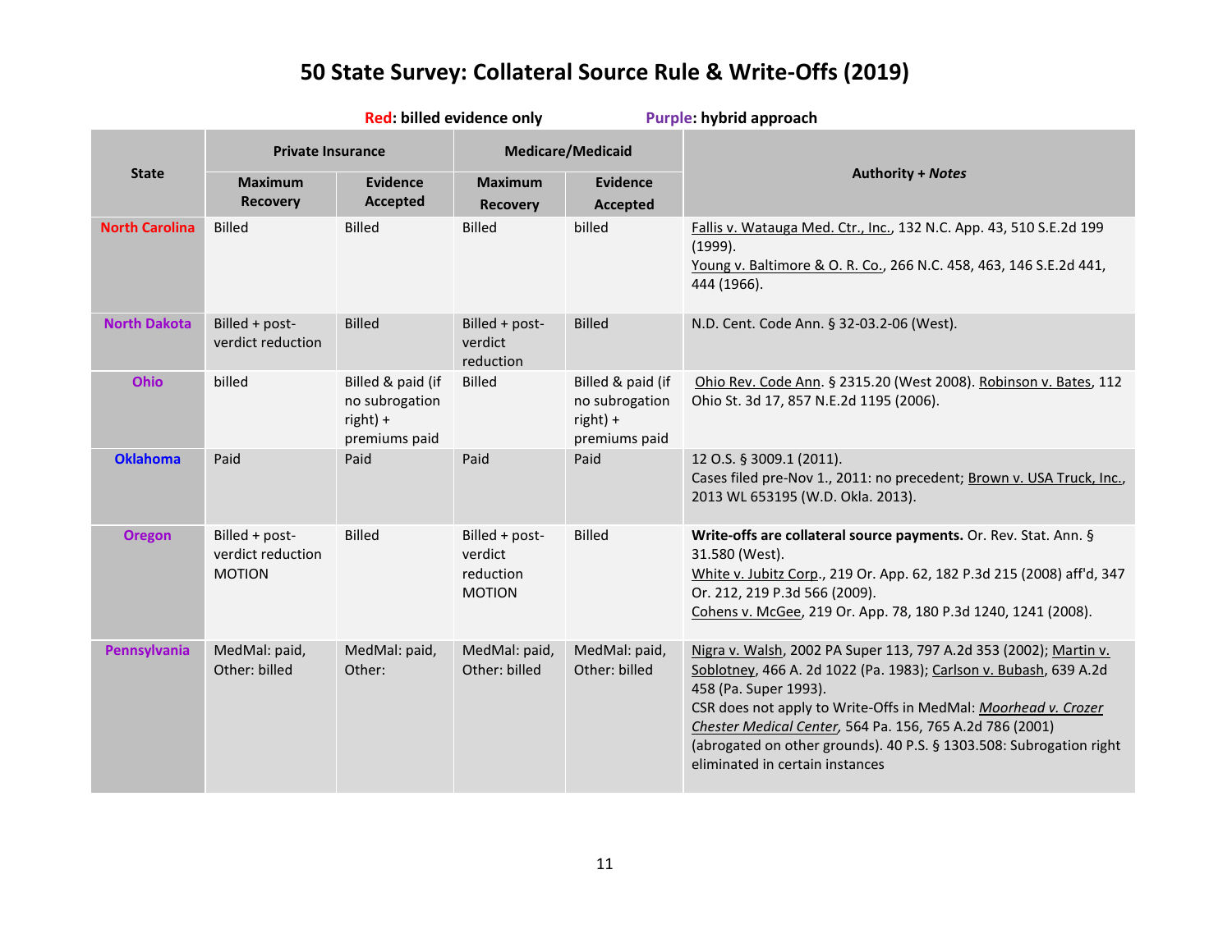# 50 State Survey: Collateral Source Rule & Write-Offs (2019)

**Red: billed evidence only** **Purple: hybrid approach**

| State | Private Insurance | | Medicare/Medicaid | | Authority + *Notes* |
|---|---|---|---|---|---|
| | Maximum Recovery | Evidence Accepted | Maximum Recovery | Evidence Accepted | |
| North Carolina | Billed | Billed | Billed | billed | Fallis v. Watauga Med. Ctr., Inc., 132 N.C. App. 43, 510 S.E.2d 199 (1999). Young v. Baltimore & O. R. Co., 266 N.C. 458, 463, 146 S.E.2d 441, 444 (1966). |
| North Dakota | Billed + post-verdict reduction | Billed | Billed + post-verdict reduction | Billed | N.D. Cent. Code Ann. § 32-03.2-06 (West). |
| Ohio | billed | Billed & paid (if no subrogation right) + premiums paid | Billed | Billed & paid (if no subrogation right) + premiums paid | Ohio Rev. Code Ann. § 2315.20 (West 2008). Robinson v. Bates, 112 Ohio St. 3d 17, 857 N.E.2d 1195 (2006). |
| Oklahoma | Paid | Paid | Paid | Paid | 12 O.S. § 3009.1 (2011). Cases filed pre-Nov 1., 2011: no precedent; Brown v. USA Truck, Inc., 2013 WL 653195 (W.D. Okla. 2013). |
| Oregon | Billed + post-verdict reduction MOTION | Billed | Billed + post-verdict reduction MOTION | Billed | **Write-offs are collateral source payments.** Or. Rev. Stat. Ann. § 31.580 (West). White v. Jubitz Corp., 219 Or. App. 62, 182 P.3d 215 (2008) aff'd, 347 Or. 212, 219 P.3d 566 (2009). Cohens v. McGee, 219 Or. App. 78, 180 P.3d 1240, 1241 (2008). |
| Pennsylvania | MedMal: paid, Other: billed | MedMal: paid, Other: | MedMal: paid, Other: billed | MedMal: paid, Other: billed | Nigra v. Walsh, 2002 PA Super 113, 797 A.2d 353 (2002); Martin v. Soblotney, 466 A. 2d 1022 (Pa. 1983); Carlson v. Bubash, 639 A.2d 458 (Pa. Super 1993). CSR does not apply to Write-Offs in MedMal: *Moorhead v. Crozer Chester Medical Center*, 564 Pa. 156, 765 A.2d 786 (2001) (abrogated on other grounds). 40 P.S. § 1303.508: Subrogation right eliminated in certain instances |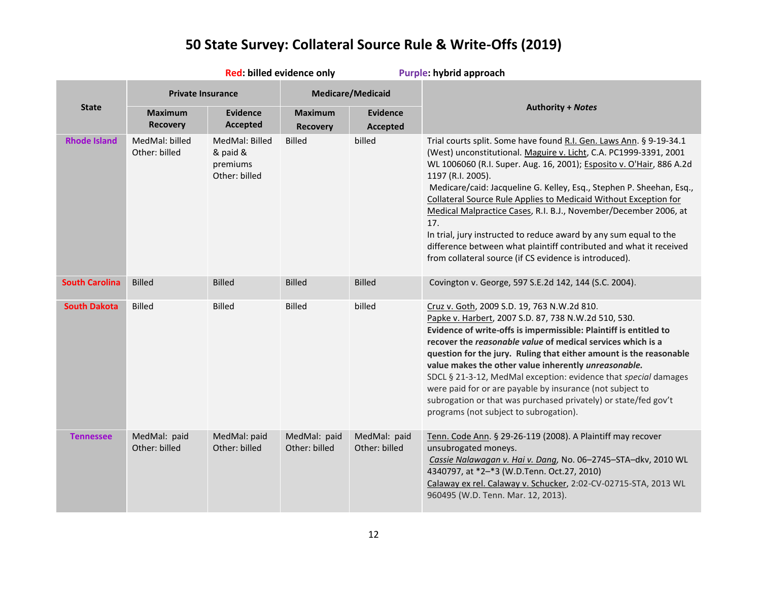# 50 State Survey: Collateral Source Rule & Write-Offs (2019)

Red: billed evidence only — Purple: hybrid approach

| State | Private Insurance | | Medicare/Medicaid | | Authority + *Notes* |
|---|---|---|---|---|---|
| | Maximum Recovery | Evidence Accepted | Maximum Recovery | Evidence Accepted | |
| Rhode Island | MedMal: billed<br>Other: billed | MedMal: Billed & paid & premiums<br>Other: billed | Billed | billed | Trial courts split. Some have found R.I. Gen. Laws Ann. § 9-19-34.1 (West) unconstitutional. Maguire v. Licht, C.A. PC1999-3391, 2001 WL 1006060 (R.I. Super. Aug. 16, 2001); Esposito v. O'Hair, 886 A.2d 1197 (R.I. 2005).<br>Medicare/caid: Jacqueline G. Kelley, Esq., Stephen P. Sheehan, Esq., Collateral Source Rule Applies to Medicaid Without Exception for Medical Malpractice Cases, R.I. B.J., November/December 2006, at 17.<br>In trial, jury instructed to reduce award by any sum equal to the difference between what plaintiff contributed and what it received from collateral source (if CS evidence is introduced). |
| South Carolina | Billed | Billed | Billed | Billed | Covington v. George, 597 S.E.2d 142, 144 (S.C. 2004). |
| South Dakota | Billed | Billed | Billed | billed | Cruz v. Goth, 2009 S.D. 19, 763 N.W.2d 810.<br>Papke v. Harbert, 2007 S.D. 87, 738 N.W.2d 510, 530.<br>**Evidence of write-offs is impermissible: Plaintiff is entitled to recover the *reasonable value* of medical services which is a question for the jury. Ruling that either amount is the reasonable value makes the other value inherently *unreasonable.***<br>SDCL § 21-3-12, MedMal exception: evidence that *special* damages were paid for or are payable by insurance (not subject to subrogation or that was purchased privately) or state/fed gov't programs (not subject to subrogation). |
| Tennessee | MedMal: paid<br>Other: billed | MedMal: paid<br>Other: billed | MedMal: paid<br>Other: billed | MedMal: paid<br>Other: billed | Tenn. Code Ann. § 29-26-119 (2008). A Plaintiff may recover unsubrogated moneys.<br>*Cassie Nalawagan v. Hai v. Dang*, No. 06–2745–STA–dkv, 2010 WL 4340797, at *2–*3 (W.D.Tenn. Oct.27, 2010)<br>Calaway ex rel. Calaway v. Schucker, 2:02-CV-02715-STA, 2013 WL 960495 (W.D. Tenn. Mar. 12, 2013). |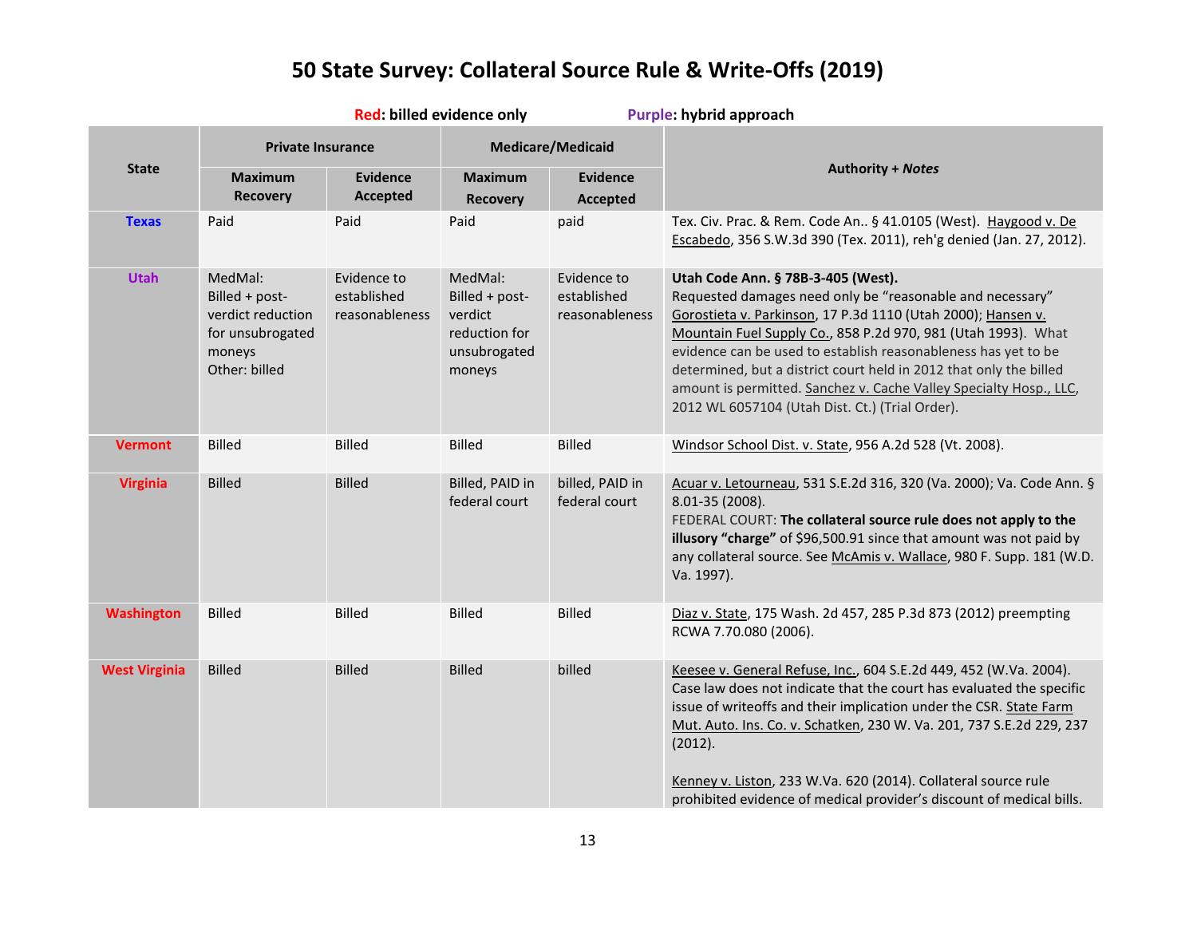# 50 State Survey: Collateral Source Rule & Write-Offs (2019)

**Red: billed evidence only** **Purple: hybrid approach**

| State | Private Insurance | | Medicare/Medicaid | | Authority + *Notes* |
|---|---|---|---|---|---|
| | Maximum Recovery | Evidence Accepted | Maximum Recovery | Evidence Accepted | |
| Texas | Paid | Paid | Paid | paid | Tex. Civ. Prac. & Rem. Code An.. § 41.0105 (West). Haygood v. De Escabedo, 356 S.W.3d 390 (Tex. 2011), reh'g denied (Jan. 27, 2012). |
| Utah | MedMal: Billed + post-verdict reduction for unsubrogated moneys Other: billed | Evidence to established reasonableness | MedMal: Billed + post-verdict reduction for unsubrogated moneys | Evidence to established reasonableness | **Utah Code Ann. § 78B-3-405 (West).** Requested damages need only be "reasonable and necessary" Gorostieta v. Parkinson, 17 P.3d 1110 (Utah 2000); Hansen v. Mountain Fuel Supply Co., 858 P.2d 970, 981 (Utah 1993). What evidence can be used to establish reasonableness has yet to be determined, but a district court held in 2012 that only the billed amount is permitted. Sanchez v. Cache Valley Specialty Hosp., LLC, 2012 WL 6057104 (Utah Dist. Ct.) (Trial Order). |
| Vermont | Billed | Billed | Billed | Billed | Windsor School Dist. v. State, 956 A.2d 528 (Vt. 2008). |
| Virginia | Billed | Billed | Billed, PAID in federal court | billed, PAID in federal court | Acuar v. Letourneau, 531 S.E.2d 316, 320 (Va. 2000); Va. Code Ann. § 8.01-35 (2008). FEDERAL COURT: **The collateral source rule does not apply to the illusory "charge"** of $96,500.91 since that amount was not paid by any collateral source. See McAmis v. Wallace, 980 F. Supp. 181 (W.D. Va. 1997). |
| Washington | Billed | Billed | Billed | Billed | Diaz v. State, 175 Wash. 2d 457, 285 P.3d 873 (2012) preempting RCWA 7.70.080 (2006). |
| West Virginia | Billed | Billed | Billed | billed | Keesee v. General Refuse, Inc., 604 S.E.2d 449, 452 (W.Va. 2004). Case law does not indicate that the court has evaluated the specific issue of writeoffs and their implication under the CSR. State Farm Mut. Auto. Ins. Co. v. Schatken, 230 W. Va. 201, 737 S.E.2d 229, 237 (2012). Kenney v. Liston, 233 W.Va. 620 (2014). Collateral source rule prohibited evidence of medical provider's discount of medical bills. |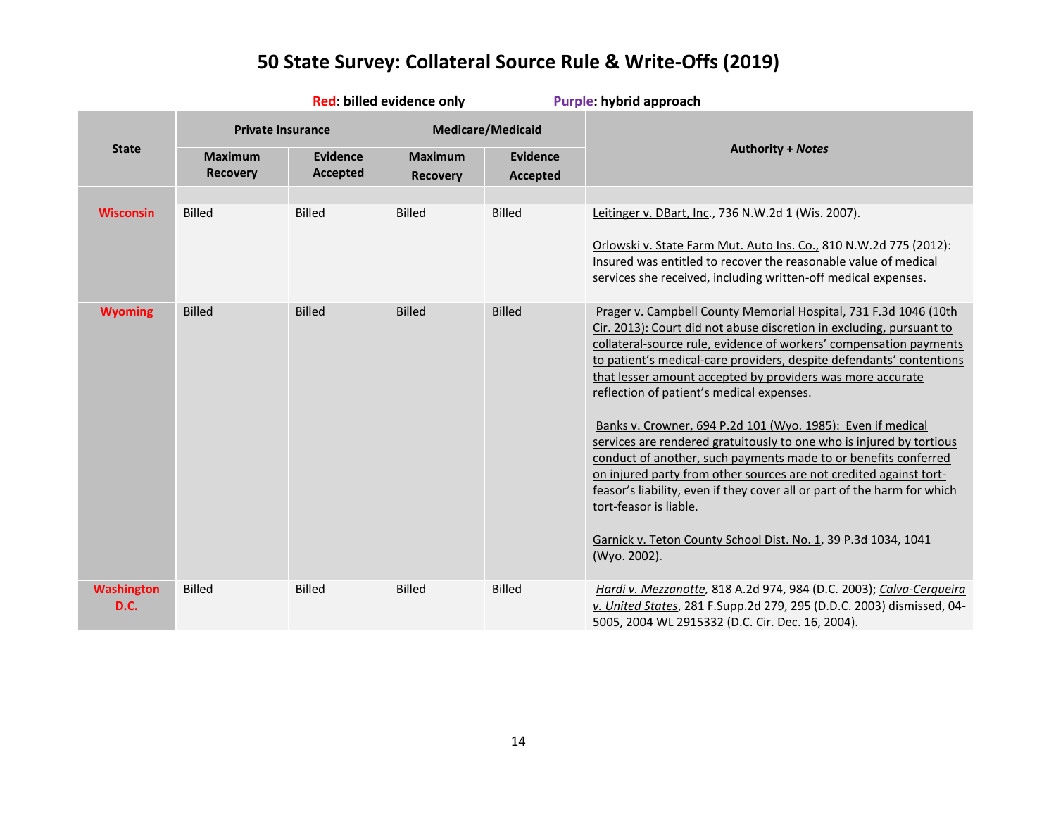# 50 State Survey: Collateral Source Rule & Write-Offs (2019)

**Red: billed evidence only** **Purple: hybrid approach**

| State | Private Insurance | | Medicare/Medicaid | | Authority + *Notes* |
|---|---|---|---|---|---|
| | Maximum Recovery | Evidence Accepted | Maximum Recovery | Evidence Accepted | |
| | | | | | |
| **Wisconsin** | Billed | Billed | Billed | Billed | Leitinger v. DBart, Inc., 736 N.W.2d 1 (Wis. 2007). Orlowski v. State Farm Mut. Auto Ins. Co., 810 N.W.2d 775 (2012): Insured was entitled to recover the reasonable value of medical services she received, including written-off medical expenses. |
| **Wyoming** | Billed | Billed | Billed | Billed | Prager v. Campbell County Memorial Hospital, 731 F.3d 1046 (10th Cir. 2013): Court did not abuse discretion in excluding, pursuant to collateral-source rule, evidence of workers' compensation payments to patient's medical-care providers, despite defendants' contentions that lesser amount accepted by providers was more accurate reflection of patient's medical expenses. Banks v. Crowner, 694 P.2d 101 (Wyo. 1985): Even if medical services are rendered gratuitously to one who is injured by tortious conduct of another, such payments made to or benefits conferred on injured party from other sources are not credited against tort-feasor's liability, even if they cover all or part of the harm for which tort-feasor is liable. Garnick v. Teton County School Dist. No. 1, 39 P.3d 1034, 1041 (Wyo. 2002). |
| **Washington D.C.** | Billed | Billed | Billed | Billed | *Hardi v. Mezzanotte*, 818 A.2d 974, 984 (D.C. 2003); *Calva-Cerqueira v. United States*, 281 F.Supp.2d 279, 295 (D.D.C. 2003) dismissed, 04-5005, 2004 WL 2915332 (D.C. Cir. Dec. 16, 2004). |